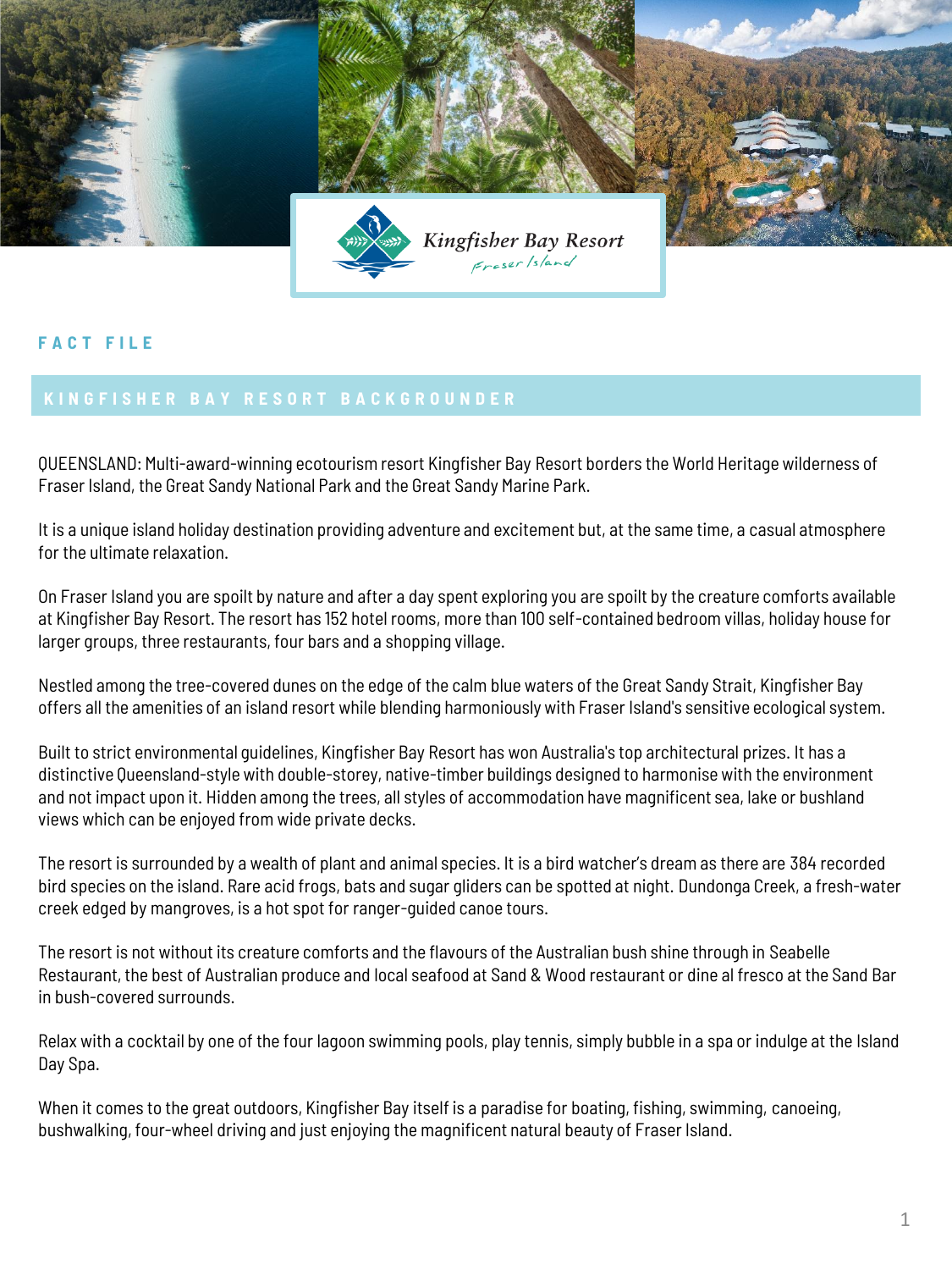Kingfisher Bay Resort
Fraser Island

## FACT FILE

## KINGFISHER BAY RESORT BACKGROUNDER

QUEENSLAND: Multi-award-winning ecotourism resort Kingfisher Bay Resort borders the World Heritage wilderness of Fraser Island, the Great Sandy National Park and the Great Sandy Marine Park.

It is a unique island holiday destination providing adventure and excitement but, at the same time, a casual atmosphere for the ultimate relaxation.

On Fraser Island you are spoilt by nature and after a day spent exploring you are spoilt by the creature comforts available at Kingfisher Bay Resort. The resort has 152 hotel rooms, more than 100 self-contained bedroom villas, holiday house for larger groups, three restaurants, four bars and a shopping village.

Nestled among the tree-covered dunes on the edge of the calm blue waters of the Great Sandy Strait, Kingfisher Bay offers all the amenities of an island resort while blending harmoniously with Fraser Island's sensitive ecological system.

Built to strict environmental guidelines, Kingfisher Bay Resort has won Australia's top architectural prizes. It has a distinctive Queensland-style with double-storey, native-timber buildings designed to harmonise with the environment and not impact upon it. Hidden among the trees, all styles of accommodation have magnificent sea, lake or bushland views which can be enjoyed from wide private decks.

The resort is surrounded by a wealth of plant and animal species. It is a bird watcher's dream as there are 384 recorded bird species on the island. Rare acid frogs, bats and sugar gliders can be spotted at night. Dundonga Creek, a fresh-water creek edged by mangroves, is a hot spot for ranger-guided canoe tours.

The resort is not without its creature comforts and the flavours of the Australian bush shine through in Seabelle Restaurant, the best of Australian produce and local seafood at Sand & Wood restaurant or dine al fresco at the Sand Bar in bush-covered surrounds.

Relax with a cocktail by one of the four lagoon swimming pools, play tennis, simply bubble in a spa or indulge at the Island Day Spa.

When it comes to the great outdoors, Kingfisher Bay itself is a paradise for boating, fishing, swimming, canoeing, bushwalking, four-wheel driving and just enjoying the magnificent natural beauty of Fraser Island.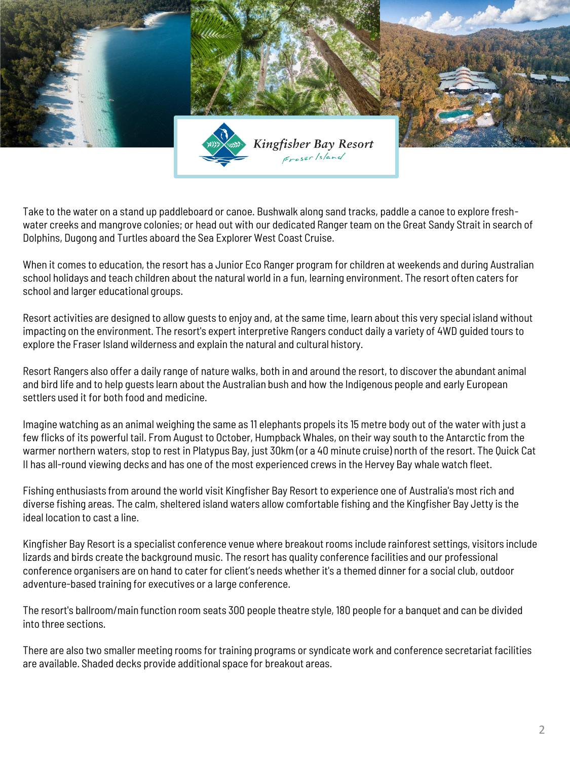Kingfisher Bay Resort

Fraser Island

Take to the water on a stand up paddleboard or canoe. Bushwalk along sand tracks, paddle a canoe to explore fresh-water creeks and mangrove colonies; or head out with our dedicated Ranger team on the Great Sandy Strait in search of Dolphins, Dugong and Turtles aboard the Sea Explorer West Coast Cruise.

When it comes to education, the resort has a Junior Eco Ranger program for children at weekends and during Australian school holidays and teach children about the natural world in a fun, learning environment. The resort often caters for school and larger educational groups.

Resort activities are designed to allow guests to enjoy and, at the same time, learn about this very special island without impacting on the environment. The resort's expert interpretive Rangers conduct daily a variety of 4WD guided tours to explore the Fraser Island wilderness and explain the natural and cultural history.

Resort Rangers also offer a daily range of nature walks, both in and around the resort, to discover the abundant animal and bird life and to help guests learn about the Australian bush and how the Indigenous people and early European settlers used it for both food and medicine.

Imagine watching as an animal weighing the same as 11 elephants propels its 15 metre body out of the water with just a few flicks of its powerful tail. From August to October, Humpback Whales, on their way south to the Antarctic from the warmer northern waters, stop to rest in Platypus Bay, just 30km (or a 40 minute cruise) north of the resort. The Quick Cat II has all-round viewing decks and has one of the most experienced crews in the Hervey Bay whale watch fleet.

Fishing enthusiasts from around the world visit Kingfisher Bay Resort to experience one of Australia's most rich and diverse fishing areas. The calm, sheltered island waters allow comfortable fishing and the Kingfisher Bay Jetty is the ideal location to cast a line.

Kingfisher Bay Resort is a specialist conference venue where breakout rooms include rainforest settings, visitors include lizards and birds create the background music. The resort has quality conference facilities and our professional conference organisers are on hand to cater for client's needs whether it's a themed dinner for a social club, outdoor adventure-based training for executives or a large conference.

The resort's ballroom/main function room seats 300 people theatre style, 180 people for a banquet and can be divided into three sections.

There are also two smaller meeting rooms for training programs or syndicate work and conference secretariat facilities are available. Shaded decks provide additional space for breakout areas.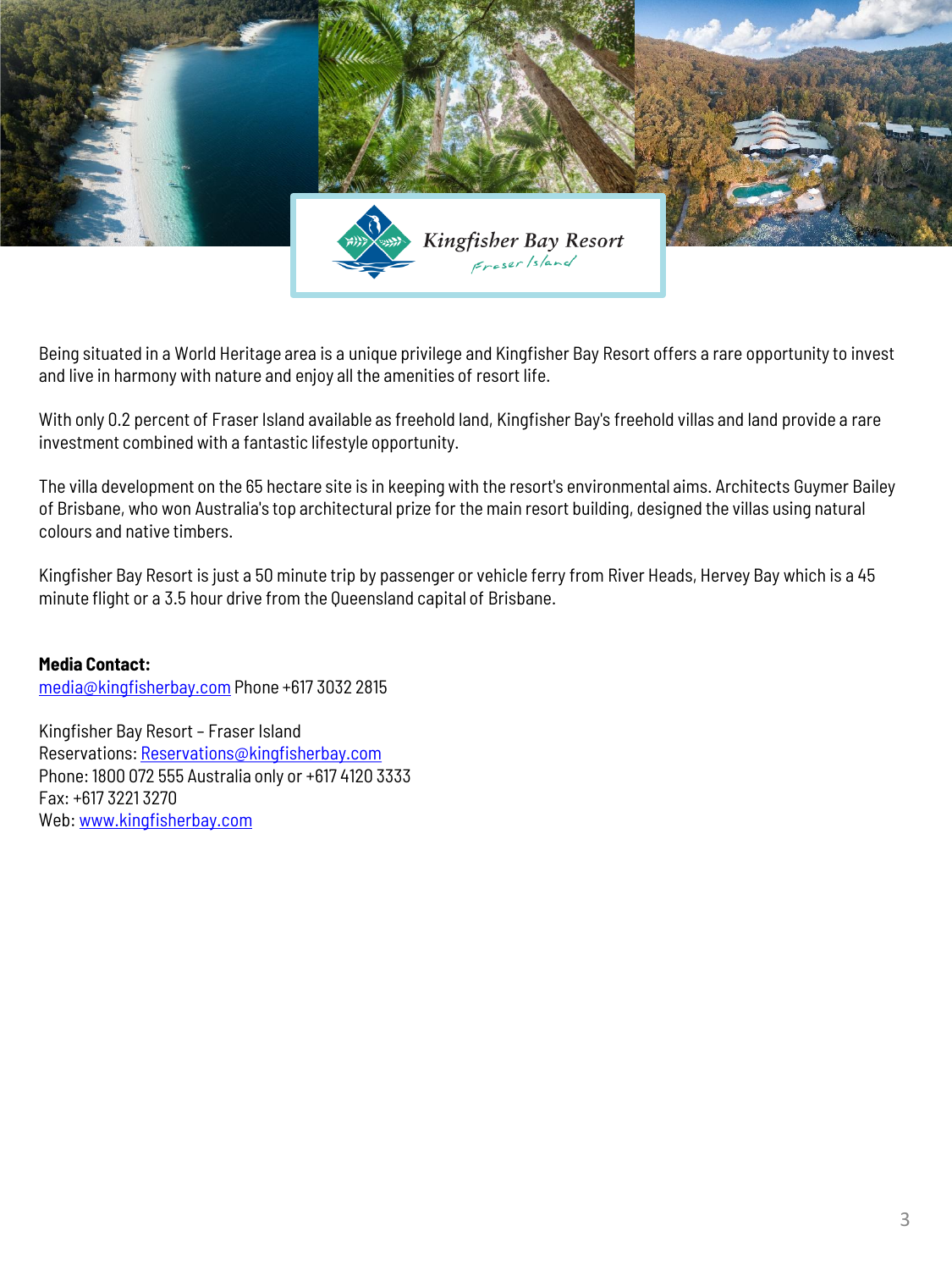Being situated in a World Heritage area is a unique privilege and Kingfisher Bay Resort offers a rare opportunity to invest and live in harmony with nature and enjoy all the amenities of resort life.

With only 0.2 percent of Fraser Island available as freehold land, Kingfisher Bay's freehold villas and land provide a rare investment combined with a fantastic lifestyle opportunity.

The villa development on the 65 hectare site is in keeping with the resort's environmental aims. Architects Guymer Bailey of Brisbane, who won Australia's top architectural prize for the main resort building, designed the villas using natural colours and native timbers.

Kingfisher Bay Resort is just a 50 minute trip by passenger or vehicle ferry from River Heads, Hervey Bay which is a 45 minute flight or a 3.5 hour drive from the Queensland capital of Brisbane.

**Media Contact:**
media@kingfisherbay.com Phone +617 3032 2815

Kingfisher Bay Resort – Fraser Island
Reservations: Reservations@kingfisherbay.com
Phone: 1800 072 555 Australia only or +617 4120 3333
Fax: +617 3221 3270
Web: www.kingfisherbay.com